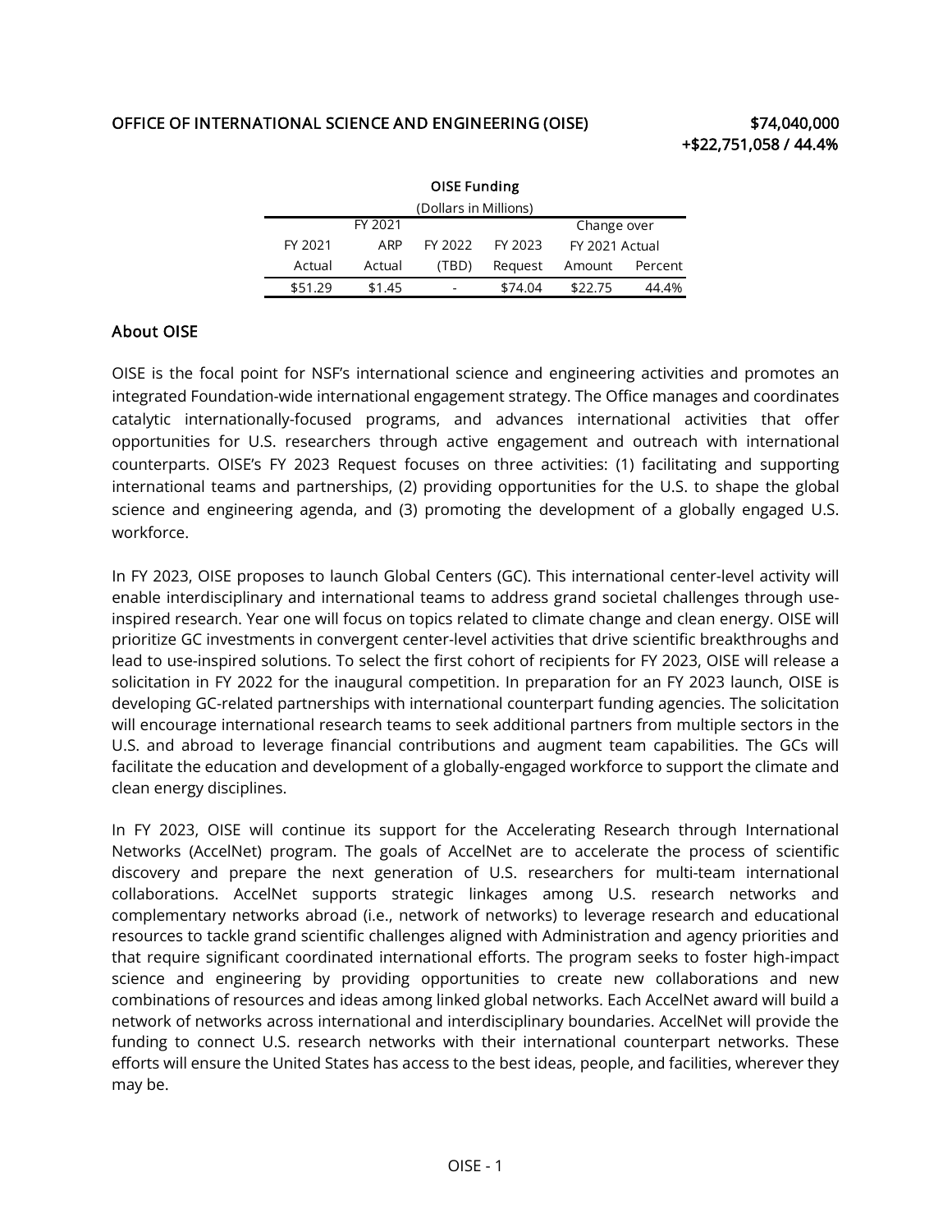## OFFICE OF INTERNATIONAL SCIENCE AND ENGINEERING (OISE) $74,040,000

**+$22,751,058 / 44.4%**

OISE Funding

(Dollars in Millions)

| FY 2021 Actual | FY 2021 ARP Actual | FY 2022 (TBD) | FY 2023 Request | Change over FY 2021 Actual Amount | Change over FY 2021 Actual Percent |
|---|---|---|---|---|---|
| $51.29 | $1.45 | - | $74.04 | $22.75 | 44.4% |

### About OISE

OISE is the focal point for NSF's international science and engineering activities and promotes an integrated Foundation-wide international engagement strategy. The Office manages and coordinates catalytic internationally-focused programs, and advances international activities that offer opportunities for U.S. researchers through active engagement and outreach with international counterparts. OISE's FY 2023 Request focuses on three activities: (1) facilitating and supporting international teams and partnerships, (2) providing opportunities for the U.S. to shape the global science and engineering agenda, and (3) promoting the development of a globally engaged U.S. workforce.

In FY 2023, OISE proposes to launch Global Centers (GC). This international center-level activity will enable interdisciplinary and international teams to address grand societal challenges through use-inspired research. Year one will focus on topics related to climate change and clean energy. OISE will prioritize GC investments in convergent center-level activities that drive scientific breakthroughs and lead to use-inspired solutions. To select the first cohort of recipients for FY 2023, OISE will release a solicitation in FY 2022 for the inaugural competition. In preparation for an FY 2023 launch, OISE is developing GC-related partnerships with international counterpart funding agencies. The solicitation will encourage international research teams to seek additional partners from multiple sectors in the U.S. and abroad to leverage financial contributions and augment team capabilities. The GCs will facilitate the education and development of a globally-engaged workforce to support the climate and clean energy disciplines.

In FY 2023, OISE will continue its support for the Accelerating Research through International Networks (AccelNet) program. The goals of AccelNet are to accelerate the process of scientific discovery and prepare the next generation of U.S. researchers for multi-team international collaborations. AccelNet supports strategic linkages among U.S. research networks and complementary networks abroad (i.e., network of networks) to leverage research and educational resources to tackle grand scientific challenges aligned with Administration and agency priorities and that require significant coordinated international efforts. The program seeks to foster high-impact science and engineering by providing opportunities to create new collaborations and new combinations of resources and ideas among linked global networks. Each AccelNet award will build a network of networks across international and interdisciplinary boundaries. AccelNet will provide the funding to connect U.S. research networks with their international counterpart networks. These efforts will ensure the United States has access to the best ideas, people, and facilities, wherever they may be.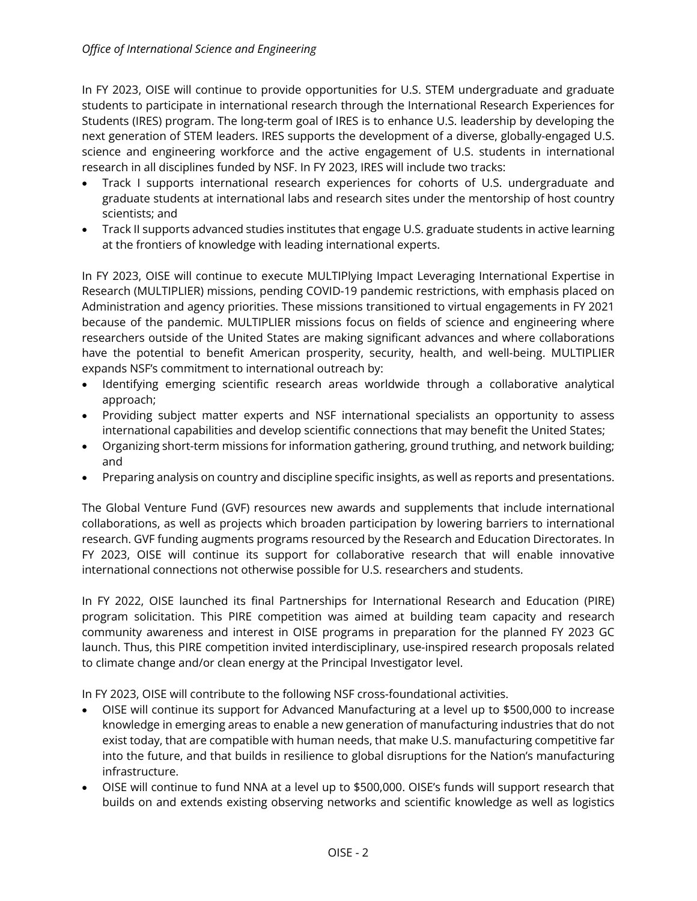In FY 2023, OISE will continue to provide opportunities for U.S. STEM undergraduate and graduate students to participate in international research through the International Research Experiences for Students (IRES) program. The long-term goal of IRES is to enhance U.S. leadership by developing the next generation of STEM leaders. IRES supports the development of a diverse, globally-engaged U.S. science and engineering workforce and the active engagement of U.S. students in international research in all disciplines funded by NSF. In FY 2023, IRES will include two tracks:

- Track I supports international research experiences for cohorts of U.S. undergraduate and graduate students at international labs and research sites under the mentorship of host country scientists; and
- Track II supports advanced studies institutes that engage U.S. graduate students in active learning at the frontiers of knowledge with leading international experts.

In FY 2023, OISE will continue to execute MULTIPlying Impact Leveraging International Expertise in Research (MULTIPLIER) missions, pending COVID-19 pandemic restrictions, with emphasis placed on Administration and agency priorities. These missions transitioned to virtual engagements in FY 2021 because of the pandemic. MULTIPLIER missions focus on fields of science and engineering where researchers outside of the United States are making significant advances and where collaborations have the potential to benefit American prosperity, security, health, and well-being. MULTIPLIER expands NSF's commitment to international outreach by:

- Identifying emerging scientific research areas worldwide through a collaborative analytical approach;
- Providing subject matter experts and NSF international specialists an opportunity to assess international capabilities and develop scientific connections that may benefit the United States;
- Organizing short-term missions for information gathering, ground truthing, and network building; and
- Preparing analysis on country and discipline specific insights, as well as reports and presentations.

The Global Venture Fund (GVF) resources new awards and supplements that include international collaborations, as well as projects which broaden participation by lowering barriers to international research. GVF funding augments programs resourced by the Research and Education Directorates. In FY 2023, OISE will continue its support for collaborative research that will enable innovative international connections not otherwise possible for U.S. researchers and students.

In FY 2022, OISE launched its final Partnerships for International Research and Education (PIRE) program solicitation. This PIRE competition was aimed at building team capacity and research community awareness and interest in OISE programs in preparation for the planned FY 2023 GC launch. Thus, this PIRE competition invited interdisciplinary, use-inspired research proposals related to climate change and/or clean energy at the Principal Investigator level.

In FY 2023, OISE will contribute to the following NSF cross-foundational activities.

- OISE will continue its support for Advanced Manufacturing at a level up to $500,000 to increase knowledge in emerging areas to enable a new generation of manufacturing industries that do not exist today, that are compatible with human needs, that make U.S. manufacturing competitive far into the future, and that builds in resilience to global disruptions for the Nation's manufacturing infrastructure.
- OISE will continue to fund NNA at a level up to $500,000. OISE's funds will support research that builds on and extends existing observing networks and scientific knowledge as well as logistics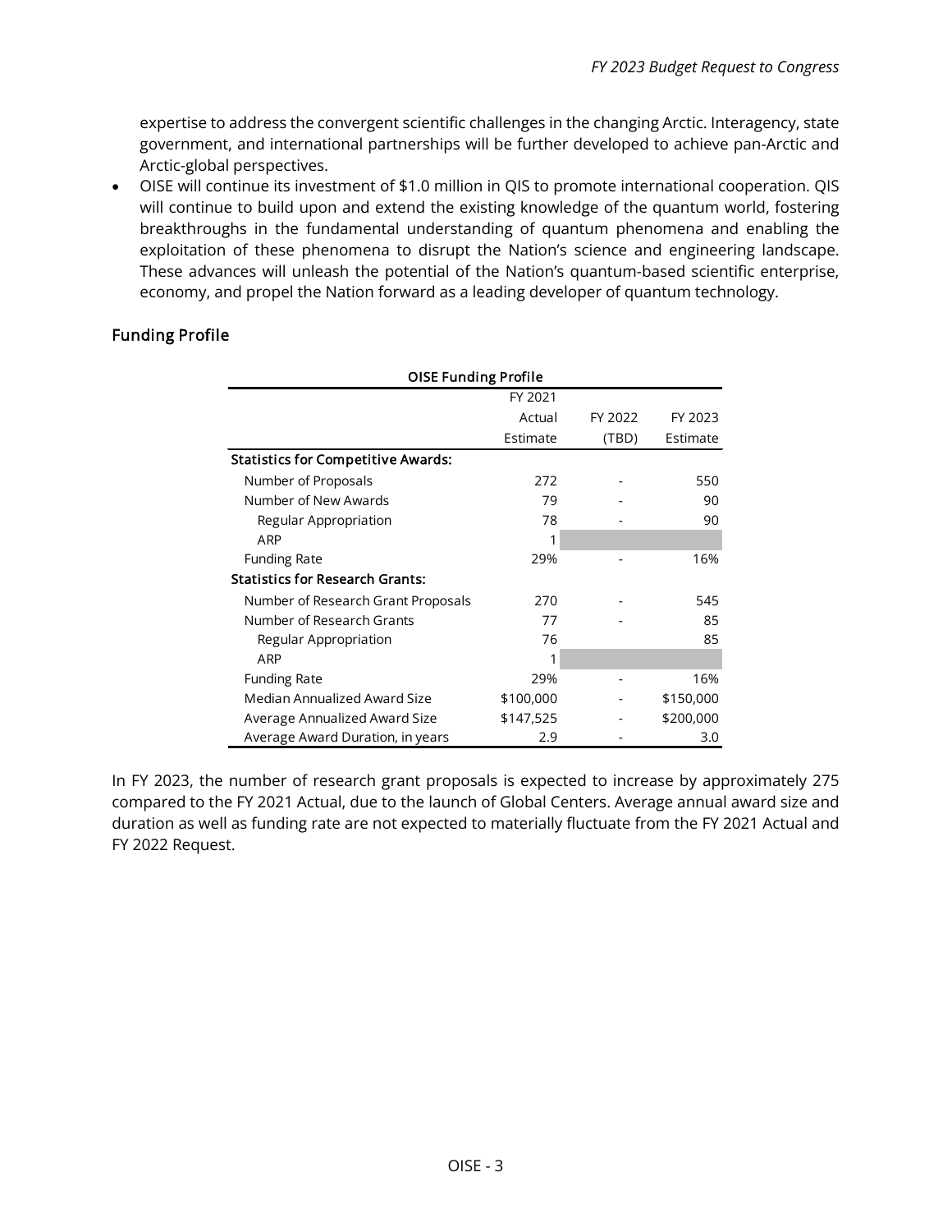expertise to address the convergent scientific challenges in the changing Arctic. Interagency, state government, and international partnerships will be further developed to achieve pan-Arctic and Arctic-global perspectives.

- OISE will continue its investment of $1.0 million in QIS to promote international cooperation. QIS will continue to build upon and extend the existing knowledge of the quantum world, fostering breakthroughs in the fundamental understanding of quantum phenomena and enabling the exploitation of these phenomena to disrupt the Nation's science and engineering landscape. These advances will unleash the potential of the Nation's quantum-based scientific enterprise, economy, and propel the Nation forward as a leading developer of quantum technology.

## Funding Profile

**OISE Funding Profile**

| | FY 2021 Actual Estimate | FY 2022 (TBD) | FY 2023 Estimate |
|---|---|---|---|
| **Statistics for Competitive Awards:** | | | |
| Number of Proposals | 272 | - | 550 |
| Number of New Awards | 79 | - | 90 |
| Regular Appropriation | 78 | - | 90 |
| ARP | 1 | | |
| Funding Rate | 29% | - | 16% |
| **Statistics for Research Grants:** | | | |
| Number of Research Grant Proposals | 270 | - | 545 |
| Number of Research Grants | 77 | - | 85 |
| Regular Appropriation | 76 | | 85 |
| ARP | 1 | | |
| Funding Rate | 29% | - | 16% |
| Median Annualized Award Size | $100,000 | - | $150,000 |
| Average Annualized Award Size | $147,525 | - | $200,000 |
| Average Award Duration, in years | 2.9 | - | 3.0 |

In FY 2023, the number of research grant proposals is expected to increase by approximately 275 compared to the FY 2021 Actual, due to the launch of Global Centers. Average annual award size and duration as well as funding rate are not expected to materially fluctuate from the FY 2021 Actual and FY 2022 Request.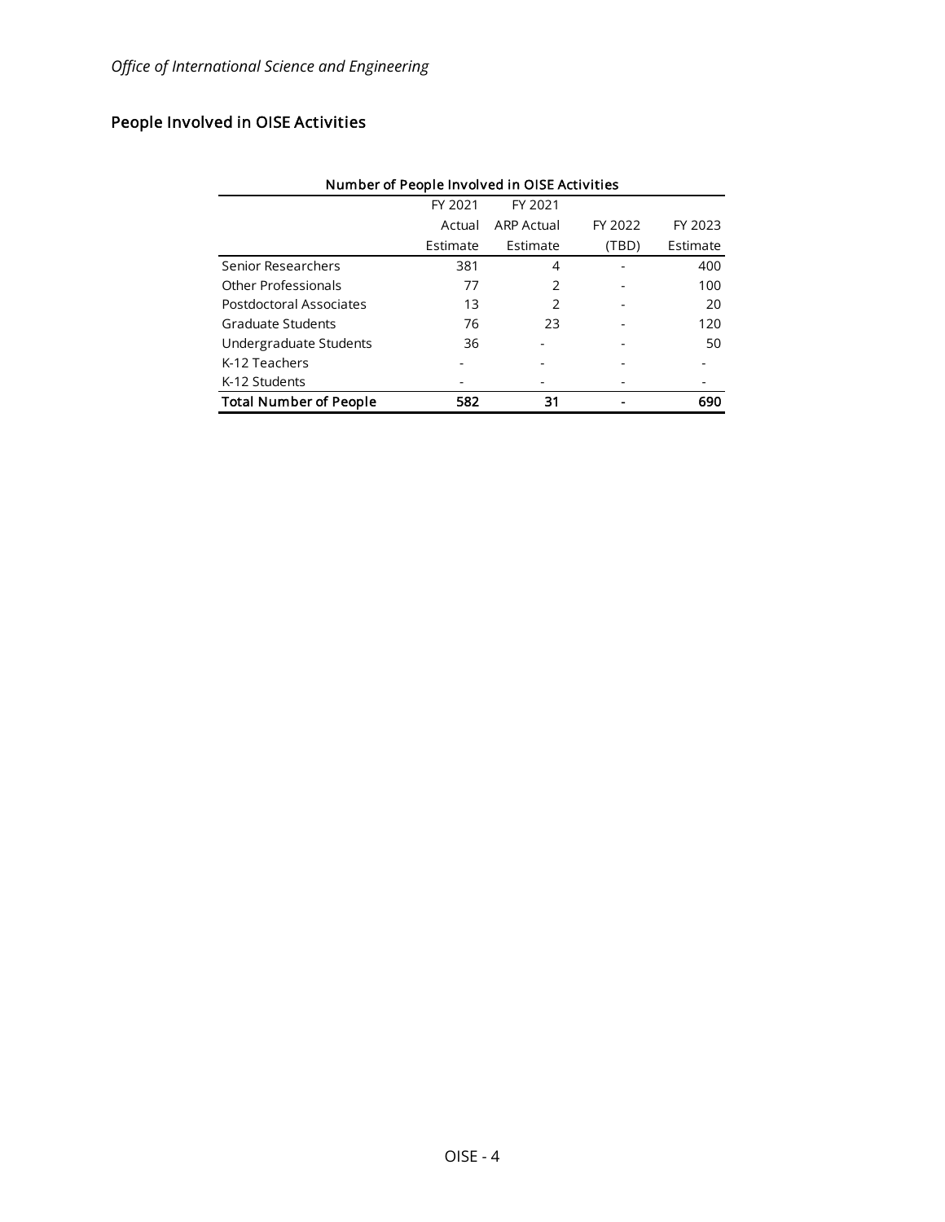## People Involved in OISE Activities

Number of People Involved in OISE Activities

| | FY 2021 Actual Estimate | FY 2021 ARP Actual Estimate | FY 2022 (TBD) | FY 2023 Estimate |
|---|---|---|---|---|
| Senior Researchers | 381 | 4 | - | 400 |
| Other Professionals | 77 | 2 | - | 100 |
| Postdoctoral Associates | 13 | 2 | - | 20 |
| Graduate Students | 76 | 23 | - | 120 |
| Undergraduate Students | 36 | - | - | 50 |
| K-12 Teachers | - | - | - | - |
| K-12 Students | - | - | - | - |
| **Total Number of People** | **582** | **31** | **-** | **690** |